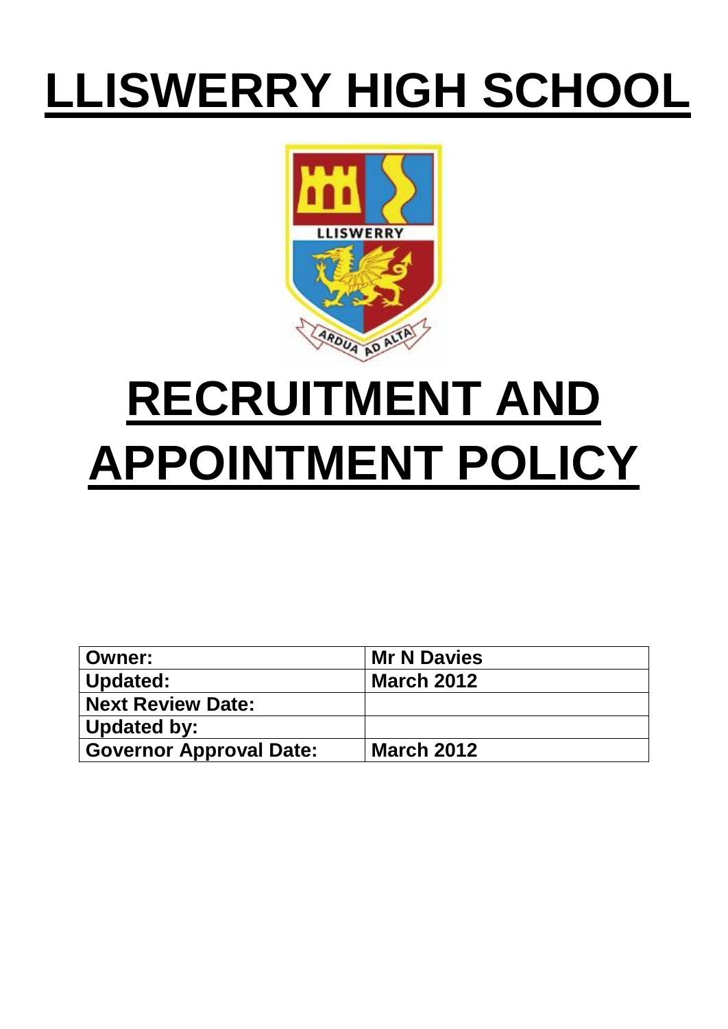# LLISWERRY HIGH SCHOOL

# RECRUITMENT AND APPOINTMENT POLICY

| **Owner:** | **Mr N Davies** |
|---|---|
| **Updated:** | **March 2012** |
| **Next Review Date:** | |
| **Updated by:** | |
| **Governor Approval Date:** | **March 2012** |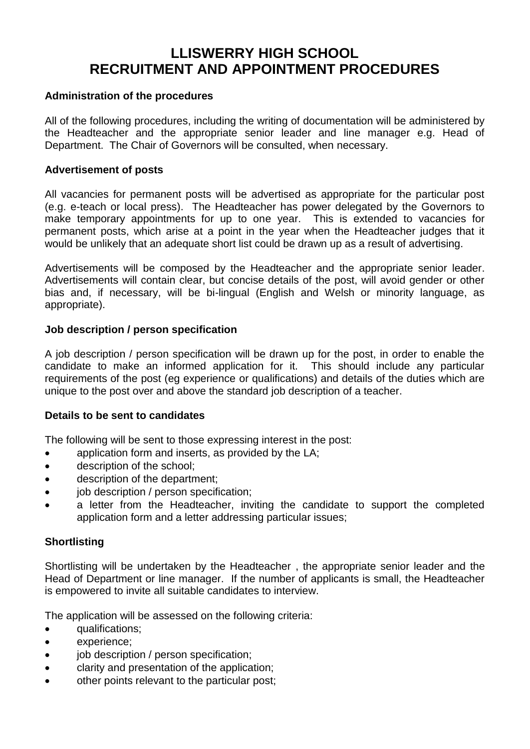# LLISWERRY HIGH SCHOOL
# RECRUITMENT AND APPOINTMENT PROCEDURES

**Administration of the procedures**

All of the following procedures, including the writing of documentation will be administered by the Headteacher and the appropriate senior leader and line manager e.g. Head of Department. The Chair of Governors will be consulted, when necessary.

**Advertisement of posts**

All vacancies for permanent posts will be advertised as appropriate for the particular post (e.g. e-teach or local press). The Headteacher has power delegated by the Governors to make temporary appointments for up to one year. This is extended to vacancies for permanent posts, which arise at a point in the year when the Headteacher judges that it would be unlikely that an adequate short list could be drawn up as a result of advertising.

Advertisements will be composed by the Headteacher and the appropriate senior leader. Advertisements will contain clear, but concise details of the post, will avoid gender or other bias and, if necessary, will be bi-lingual (English and Welsh or minority language, as appropriate).

**Job description / person specification**

A job description / person specification will be drawn up for the post, in order to enable the candidate to make an informed application for it. This should include any particular requirements of the post (eg experience or qualifications) and details of the duties which are unique to the post over and above the standard job description of a teacher.

**Details to be sent to candidates**

The following will be sent to those expressing interest in the post:

- application form and inserts, as provided by the LA;
- description of the school;
- description of the department;
- job description / person specification;
- a letter from the Headteacher, inviting the candidate to support the completed application form and a letter addressing particular issues;

**Shortlisting**

Shortlisting will be undertaken by the Headteacher , the appropriate senior leader and the Head of Department or line manager. If the number of applicants is small, the Headteacher is empowered to invite all suitable candidates to interview.

The application will be assessed on the following criteria:

- qualifications;
- experience;
- job description / person specification;
- clarity and presentation of the application;
- other points relevant to the particular post;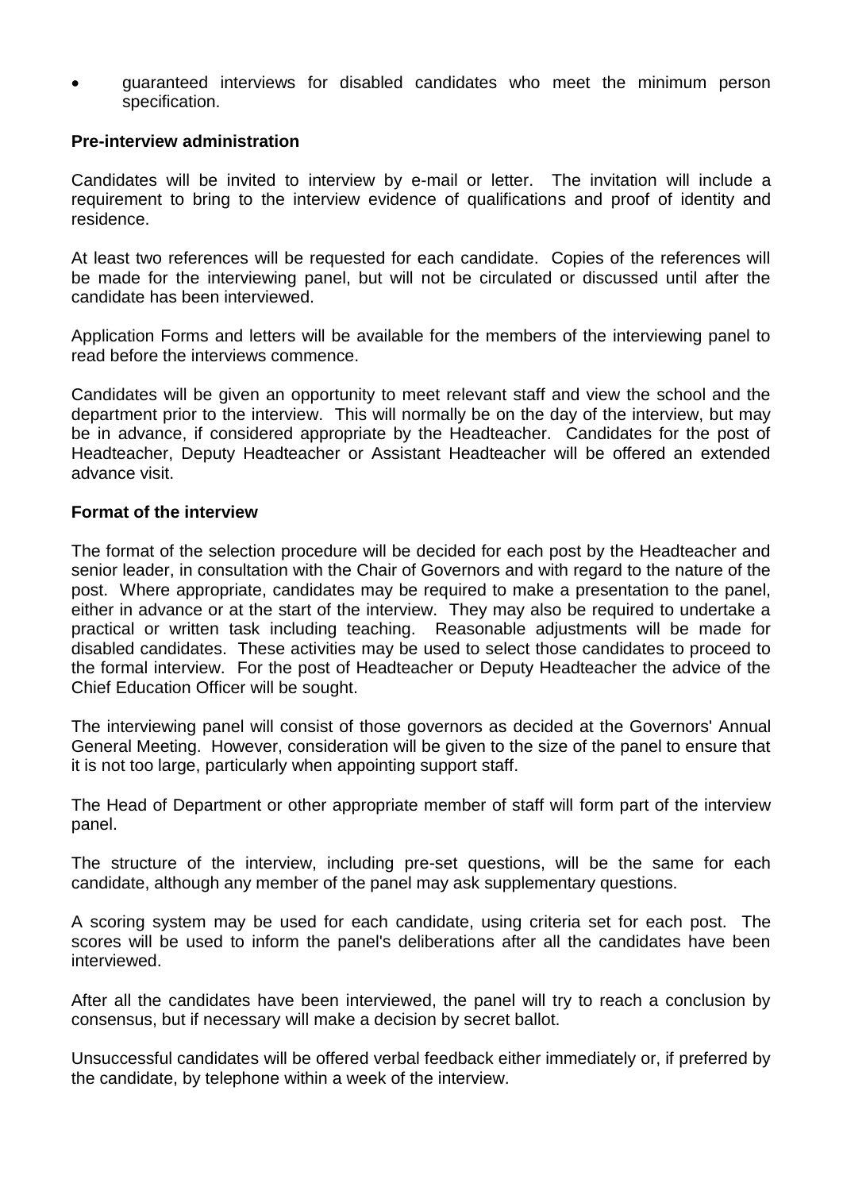- guaranteed interviews for disabled candidates who meet the minimum person specification.

**Pre-interview administration**

Candidates will be invited to interview by e-mail or letter. The invitation will include a requirement to bring to the interview evidence of qualifications and proof of identity and residence.

At least two references will be requested for each candidate. Copies of the references will be made for the interviewing panel, but will not be circulated or discussed until after the candidate has been interviewed.

Application Forms and letters will be available for the members of the interviewing panel to read before the interviews commence.

Candidates will be given an opportunity to meet relevant staff and view the school and the department prior to the interview. This will normally be on the day of the interview, but may be in advance, if considered appropriate by the Headteacher. Candidates for the post of Headteacher, Deputy Headteacher or Assistant Headteacher will be offered an extended advance visit.

**Format of the interview**

The format of the selection procedure will be decided for each post by the Headteacher and senior leader, in consultation with the Chair of Governors and with regard to the nature of the post. Where appropriate, candidates may be required to make a presentation to the panel, either in advance or at the start of the interview. They may also be required to undertake a practical or written task including teaching. Reasonable adjustments will be made for disabled candidates. These activities may be used to select those candidates to proceed to the formal interview. For the post of Headteacher or Deputy Headteacher the advice of the Chief Education Officer will be sought.

The interviewing panel will consist of those governors as decided at the Governors' Annual General Meeting. However, consideration will be given to the size of the panel to ensure that it is not too large, particularly when appointing support staff.

The Head of Department or other appropriate member of staff will form part of the interview panel.

The structure of the interview, including pre-set questions, will be the same for each candidate, although any member of the panel may ask supplementary questions.

A scoring system may be used for each candidate, using criteria set for each post. The scores will be used to inform the panel's deliberations after all the candidates have been interviewed.

After all the candidates have been interviewed, the panel will try to reach a conclusion by consensus, but if necessary will make a decision by secret ballot.

Unsuccessful candidates will be offered verbal feedback either immediately or, if preferred by the candidate, by telephone within a week of the interview.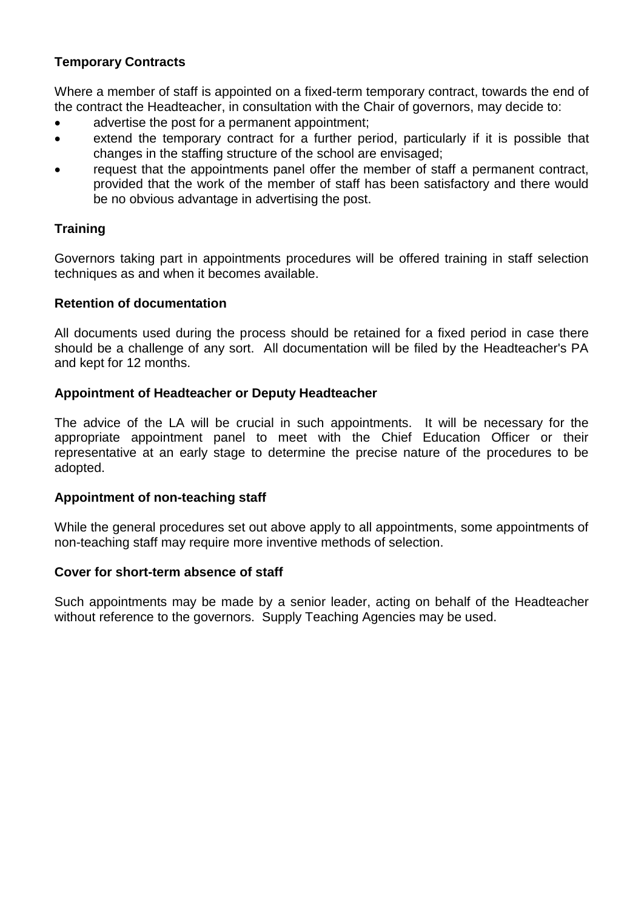**Temporary Contracts**

Where a member of staff is appointed on a fixed-term temporary contract, towards the end of the contract the Headteacher, in consultation with the Chair of governors, may decide to:

- advertise the post for a permanent appointment;
- extend the temporary contract for a further period, particularly if it is possible that changes in the staffing structure of the school are envisaged;
- request that the appointments panel offer the member of staff a permanent contract, provided that the work of the member of staff has been satisfactory and there would be no obvious advantage in advertising the post.

**Training**

Governors taking part in appointments procedures will be offered training in staff selection techniques as and when it becomes available.

**Retention of documentation**

All documents used during the process should be retained for a fixed period in case there should be a challenge of any sort. All documentation will be filed by the Headteacher's PA and kept for 12 months.

**Appointment of Headteacher or Deputy Headteacher**

The advice of the LA will be crucial in such appointments. It will be necessary for the appropriate appointment panel to meet with the Chief Education Officer or their representative at an early stage to determine the precise nature of the procedures to be adopted.

**Appointment of non-teaching staff**

While the general procedures set out above apply to all appointments, some appointments of non-teaching staff may require more inventive methods of selection.

**Cover for short-term absence of staff**

Such appointments may be made by a senior leader, acting on behalf of the Headteacher without reference to the governors. Supply Teaching Agencies may be used.